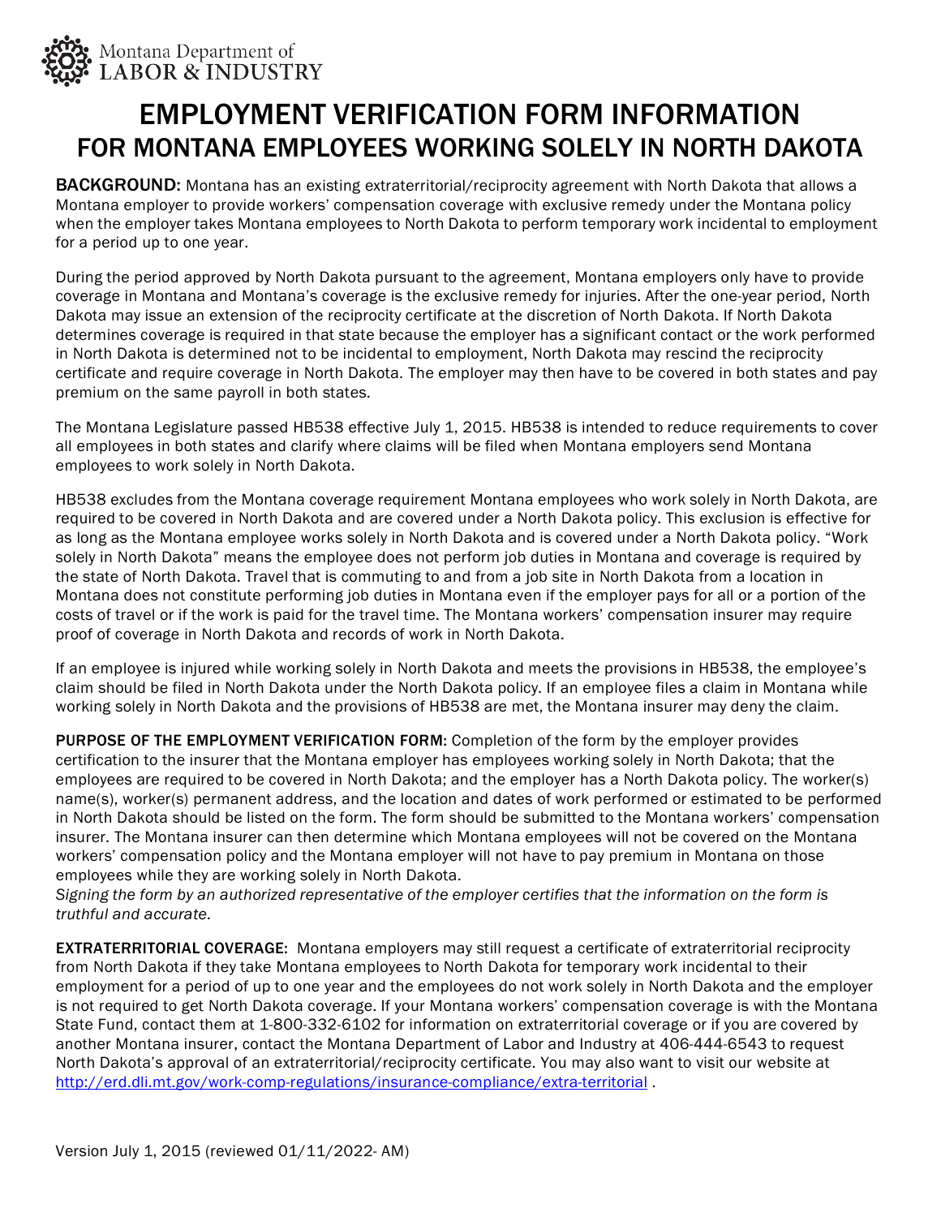Montana Department of LABOR & INDUSTRY

# EMPLOYMENT VERIFICATION FORM INFORMATION FOR MONTANA EMPLOYEES WORKING SOLELY IN NORTH DAKOTA

**BACKGROUND:** Montana has an existing extraterritorial/reciprocity agreement with North Dakota that allows a Montana employer to provide workers' compensation coverage with exclusive remedy under the Montana policy when the employer takes Montana employees to North Dakota to perform temporary work incidental to employment for a period up to one year.

During the period approved by North Dakota pursuant to the agreement, Montana employers only have to provide coverage in Montana and Montana's coverage is the exclusive remedy for injuries. After the one-year period, North Dakota may issue an extension of the reciprocity certificate at the discretion of North Dakota. If North Dakota determines coverage is required in that state because the employer has a significant contact or the work performed in North Dakota is determined not to be incidental to employment, North Dakota may rescind the reciprocity certificate and require coverage in North Dakota. The employer may then have to be covered in both states and pay premium on the same payroll in both states.

The Montana Legislature passed HB538 effective July 1, 2015. HB538 is intended to reduce requirements to cover all employees in both states and clarify where claims will be filed when Montana employers send Montana employees to work solely in North Dakota.

HB538 excludes from the Montana coverage requirement Montana employees who work solely in North Dakota, are required to be covered in North Dakota and are covered under a North Dakota policy. This exclusion is effective for as long as the Montana employee works solely in North Dakota and is covered under a North Dakota policy. "Work solely in North Dakota" means the employee does not perform job duties in Montana and coverage is required by the state of North Dakota. Travel that is commuting to and from a job site in North Dakota from a location in Montana does not constitute performing job duties in Montana even if the employer pays for all or a portion of the costs of travel or if the work is paid for the travel time. The Montana workers' compensation insurer may require proof of coverage in North Dakota and records of work in North Dakota.

If an employee is injured while working solely in North Dakota and meets the provisions in HB538, the employee's claim should be filed in North Dakota under the North Dakota policy. If an employee files a claim in Montana while working solely in North Dakota and the provisions of HB538 are met, the Montana insurer may deny the claim.

**PURPOSE OF THE EMPLOYMENT VERIFICATION FORM:** Completion of the form by the employer provides certification to the insurer that the Montana employer has employees working solely in North Dakota; that the employees are required to be covered in North Dakota; and the employer has a North Dakota policy. The worker(s) name(s), worker(s) permanent address, and the location and dates of work performed or estimated to be performed in North Dakota should be listed on the form. The form should be submitted to the Montana workers' compensation insurer. The Montana insurer can then determine which Montana employees will not be covered on the Montana workers' compensation policy and the Montana employer will not have to pay premium in Montana on those employees while they are working solely in North Dakota.
*Signing the form by an authorized representative of the employer certifies that the information on the form is truthful and accurate.*

**EXTRATERRITORIAL COVERAGE:** Montana employers may still request a certificate of extraterritorial reciprocity from North Dakota if they take Montana employees to North Dakota for temporary work incidental to their employment for a period of up to one year and the employees do not work solely in North Dakota and the employer is not required to get North Dakota coverage. If your Montana workers' compensation coverage is with the Montana State Fund, contact them at 1-800-332-6102 for information on extraterritorial coverage or if you are covered by another Montana insurer, contact the Montana Department of Labor and Industry at 406-444-6543 to request North Dakota's approval of an extraterritorial/reciprocity certificate. You may also want to visit our website at http://erd.dli.mt.gov/work-comp-regulations/insurance-compliance/extra-territorial .

Version July 1, 2015 (reviewed 01/11/2022- AM)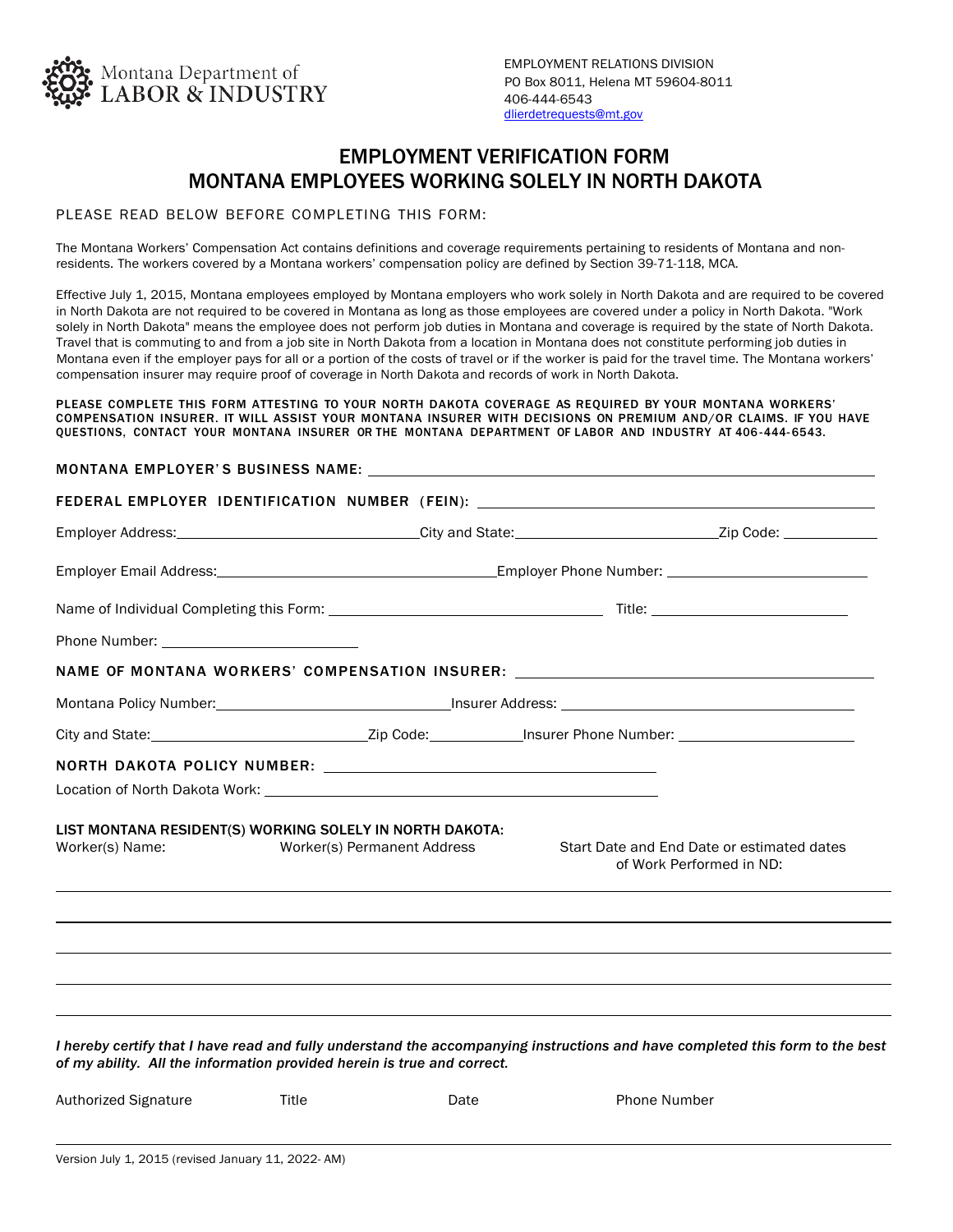Montana Department of LABOR & INDUSTRY

EMPLOYMENT RELATIONS DIVISION
PO Box 8011, Helena MT 59604-8011
406-444-6543
dlierdetrequests@mt.gov

# EMPLOYMENT VERIFICATION FORM
# MONTANA EMPLOYEES WORKING SOLELY IN NORTH DAKOTA

PLEASE READ BELOW BEFORE COMPLETING THIS FORM:

The Montana Workers' Compensation Act contains definitions and coverage requirements pertaining to residents of Montana and non-residents. The workers covered by a Montana workers' compensation policy are defined by Section 39-71-118, MCA.

Effective July 1, 2015, Montana employees employed by Montana employers who work solely in North Dakota and are required to be covered in North Dakota are not required to be covered in Montana as long as those employees are covered under a policy in North Dakota. "Work solely in North Dakota" means the employee does not perform job duties in Montana and coverage is required by the state of North Dakota. Travel that is commuting to and from a job site in North Dakota from a location in Montana does not constitute performing job duties in Montana even if the employer pays for all or a portion of the costs of travel or if the worker is paid for the travel time. The Montana workers' compensation insurer may require proof of coverage in North Dakota and records of work in North Dakota.

**PLEASE COMPLETE THIS FORM ATTESTING TO YOUR NORTH DAKOTA COVERAGE AS REQUIRED BY YOUR MONTANA WORKERS' COMPENSATION INSURER. IT WILL ASSIST YOUR MONTANA INSURER WITH DECISIONS ON PREMIUM AND/OR CLAIMS. IF YOU HAVE QUESTIONS, CONTACT YOUR MONTANA INSURER OR THE MONTANA DEPARTMENT OF LABOR AND INDUSTRY AT 406-444-6543.**

MONTANA EMPLOYER'S BUSINESS NAME: ____________________

FEDERAL EMPLOYER IDENTIFICATION NUMBER (FEIN): ____________________

Employer Address: ____________________ City and State: ____________________ Zip Code: __________

Employer Email Address: ____________________ Employer Phone Number: ____________________

Name of Individual Completing this Form: ____________________ Title: ____________________

Phone Number: ____________________

NAME OF MONTANA WORKERS' COMPENSATION INSURER: ____________________

Montana Policy Number: ____________________ Insurer Address: ____________________

City and State: ____________________ Zip Code: __________ Insurer Phone Number: ____________________

NORTH DAKOTA POLICY NUMBER: ____________________

Location of North Dakota Work: ____________________

**LIST MONTANA RESIDENT(S) WORKING SOLELY IN NORTH DAKOTA:**

| Worker(s) Name: | Worker(s) Permanent Address | Start Date and End Date or estimated dates of Work Performed in ND: |
|---|---|---|
| | | |
| | | |
| | | |
| | | |
| | | |

***I hereby certify that I have read and fully understand the accompanying instructions and have completed this form to the best of my ability. All the information provided herein is true and correct.***

| Authorized Signature | Title | Date | Phone Number |
|---|---|---|---|
| | | | |

Version July 1, 2015 (revised January 11, 2022- AM)